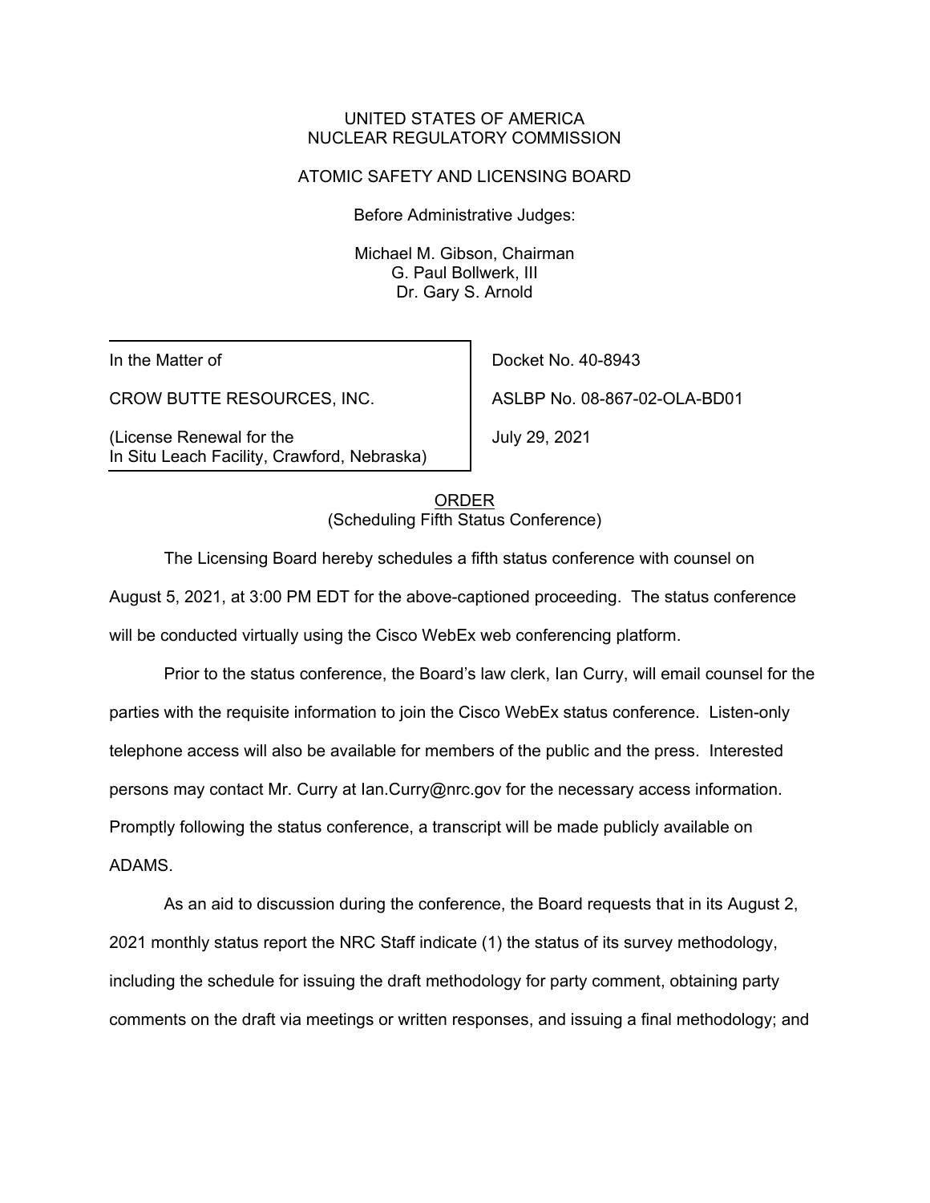UNITED STATES OF AMERICA
NUCLEAR REGULATORY COMMISSION

ATOMIC SAFETY AND LICENSING BOARD

Before Administrative Judges:

Michael M. Gibson, Chairman
G. Paul Bollwerk, III
Dr. Gary S. Arnold

| In the Matter of | Docket No. 40-8943 |
| --- | --- |
| CROW BUTTE RESOURCES, INC. | ASLBP No. 08-867-02-OLA-BD01 |
| (License Renewal for the In Situ Leach Facility, Crawford, Nebraska) | July 29, 2021 |

ORDER
(Scheduling Fifth Status Conference)

The Licensing Board hereby schedules a fifth status conference with counsel on August 5, 2021, at 3:00 PM EDT for the above-captioned proceeding. The status conference will be conducted virtually using the Cisco WebEx web conferencing platform.

Prior to the status conference, the Board's law clerk, Ian Curry, will email counsel for the parties with the requisite information to join the Cisco WebEx status conference. Listen-only telephone access will also be available for members of the public and the press. Interested persons may contact Mr. Curry at Ian.Curry@nrc.gov for the necessary access information. Promptly following the status conference, a transcript will be made publicly available on ADAMS.

As an aid to discussion during the conference, the Board requests that in its August 2, 2021 monthly status report the NRC Staff indicate (1) the status of its survey methodology, including the schedule for issuing the draft methodology for party comment, obtaining party comments on the draft via meetings or written responses, and issuing a final methodology; and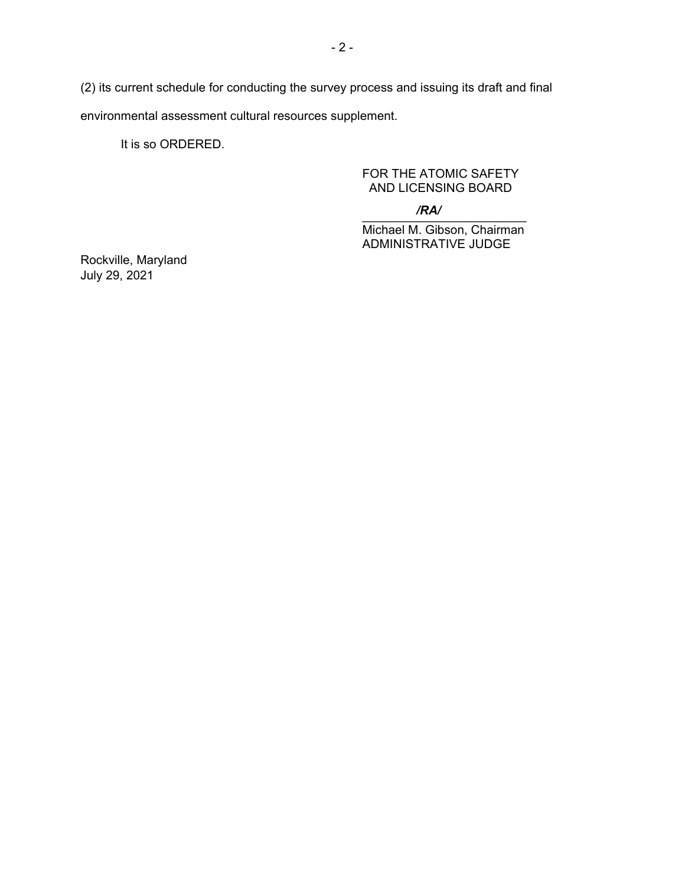(2) its current schedule for conducting the survey process and issuing its draft and final environmental assessment cultural resources supplement.

It is so ORDERED.

FOR THE ATOMIC SAFETY AND LICENSING BOARD

*/RA/*

Michael M. Gibson, Chairman
ADMINISTRATIVE JUDGE

Rockville, Maryland
July 29, 2021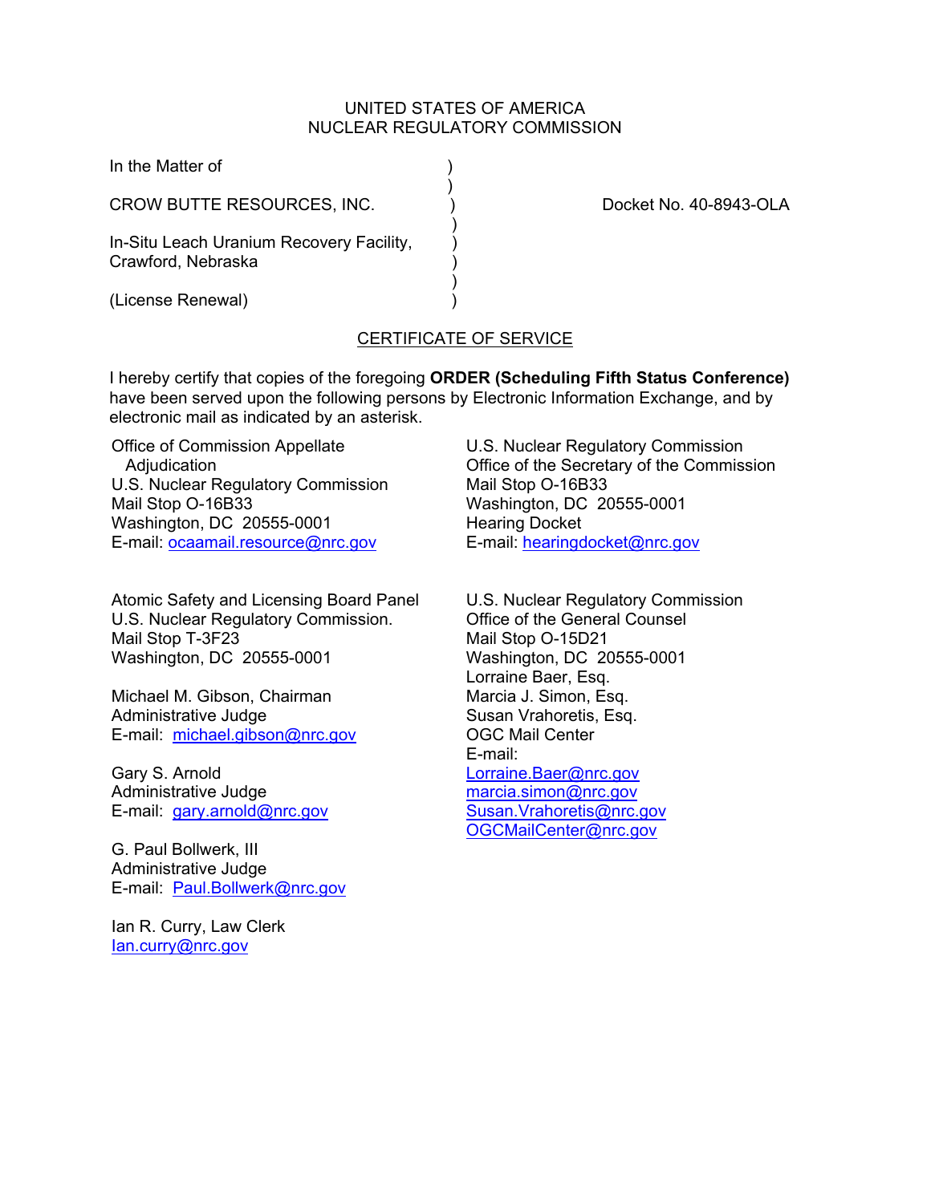UNITED STATES OF AMERICA
NUCLEAR REGULATORY COMMISSION

In the Matter of )
)
CROW BUTTE RESOURCES, INC. ) Docket No. 40-8943-OLA
)
In-Situ Leach Uranium Recovery Facility, )
Crawford, Nebraska )
)
(License Renewal) )

CERTIFICATE OF SERVICE

I hereby certify that copies of the foregoing **ORDER (Scheduling Fifth Status Conference)** have been served upon the following persons by Electronic Information Exchange, and by electronic mail as indicated by an asterisk.

Office of Commission Appellate Adjudication
U.S. Nuclear Regulatory Commission
Mail Stop O-16B33
Washington, DC 20555-0001
E-mail: ocaamail.resource@nrc.gov

U.S. Nuclear Regulatory Commission
Office of the Secretary of the Commission
Mail Stop O-16B33
Washington, DC 20555-0001
Hearing Docket
E-mail: hearingdocket@nrc.gov

Atomic Safety and Licensing Board Panel
U.S. Nuclear Regulatory Commission.
Mail Stop T-3F23
Washington, DC 20555-0001

Michael M. Gibson, Chairman
Administrative Judge
E-mail: michael.gibson@nrc.gov

Gary S. Arnold
Administrative Judge
E-mail: gary.arnold@nrc.gov

G. Paul Bollwerk, III
Administrative Judge
E-mail: Paul.Bollwerk@nrc.gov

Ian R. Curry, Law Clerk
Ian.curry@nrc.gov

U.S. Nuclear Regulatory Commission
Office of the General Counsel
Mail Stop O-15D21
Washington, DC 20555-0001
Lorraine Baer, Esq.
Marcia J. Simon, Esq.
Susan Vrahoretis, Esq.
OGC Mail Center
E-mail:
Lorraine.Baer@nrc.gov
marcia.simon@nrc.gov
Susan.Vrahoretis@nrc.gov
OGCMailCenter@nrc.gov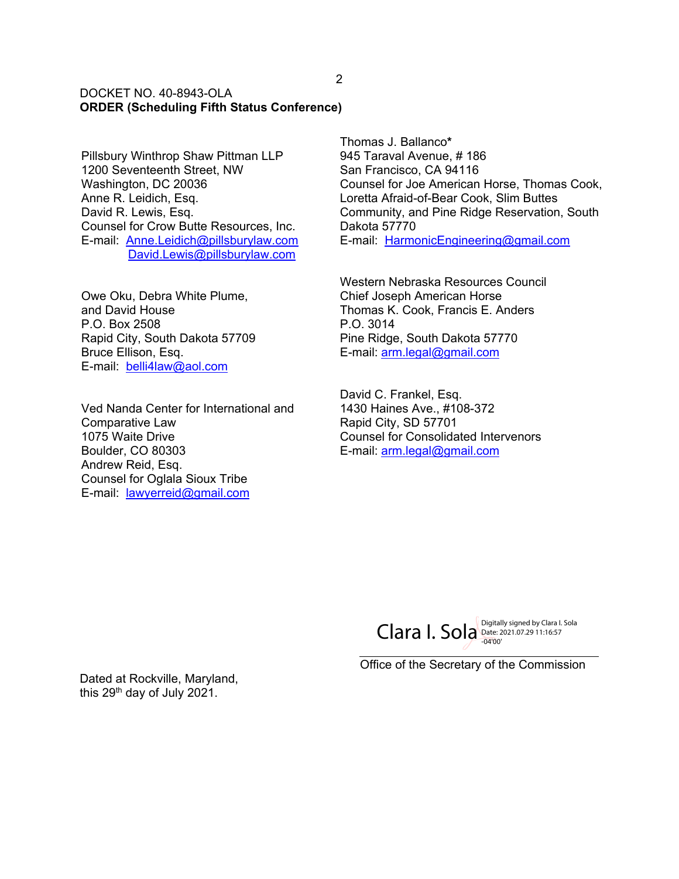DOCKET NO. 40-8943-OLA
**ORDER (Scheduling Fifth Status Conference)**

Pillsbury Winthrop Shaw Pittman LLP
1200 Seventeenth Street, NW
Washington, DC 20036
Anne R. Leidich, Esq.
David R. Lewis, Esq.
Counsel for Crow Butte Resources, Inc.
E-mail: Anne.Leidich@pillsburylaw.com
David.Lewis@pillsburylaw.com

Owe Oku, Debra White Plume,
and David House
P.O. Box 2508
Rapid City, South Dakota 57709
Bruce Ellison, Esq.
E-mail: belli4law@aol.com

Ved Nanda Center for International and Comparative Law
1075 Waite Drive
Boulder, CO 80303
Andrew Reid, Esq.
Counsel for Oglala Sioux Tribe
E-mail: lawyerreid@gmail.com

Thomas J. Ballanco*
945 Taraval Avenue, # 186
San Francisco, CA 94116
Counsel for Joe American Horse, Thomas Cook, Loretta Afraid-of-Bear Cook, Slim Buttes Community, and Pine Ridge Reservation, South Dakota 57770
E-mail: HarmonicEngineering@gmail.com

Western Nebraska Resources Council
Chief Joseph American Horse
Thomas K. Cook, Francis E. Anders
P.O. 3014
Pine Ridge, South Dakota 57770
E-mail: arm.legal@gmail.com

David C. Frankel, Esq.
1430 Haines Ave., #108-372
Rapid City, SD 57701
Counsel for Consolidated Intervenors
E-mail: arm.legal@gmail.com

Clara I. Sola
Digitally signed by Clara I. Sola
Date: 2021.07.29 11:16:57 -04'00'

Office of the Secretary of the Commission

Dated at Rockville, Maryland,
this 29th day of July 2021.